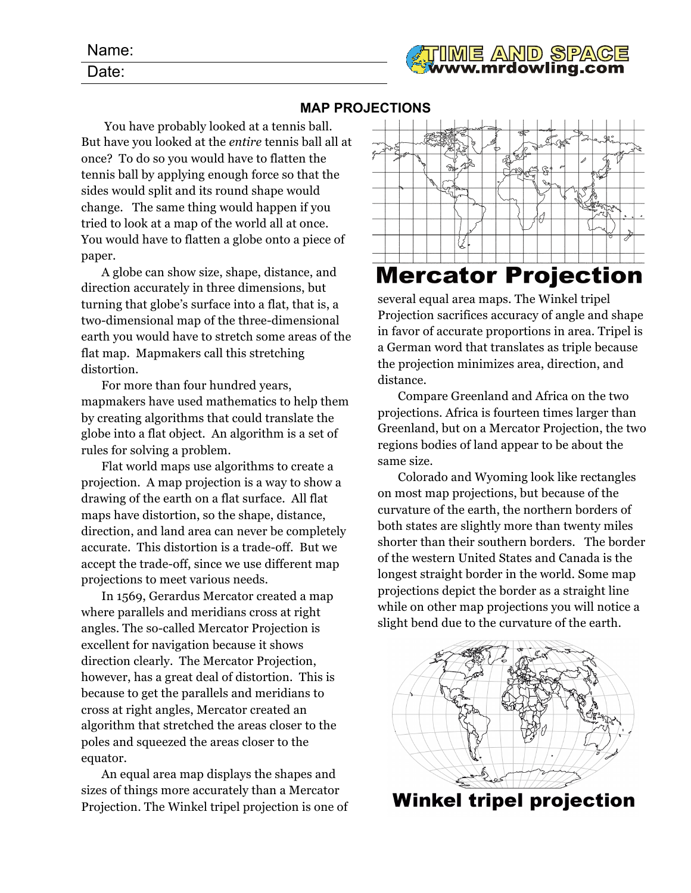Name:

Date:

## MAP PROJECTIONS

You have probably looked at a tennis ball. But have you looked at the *entire* tennis ball all at once? To do so you would have to flatten the tennis ball by applying enough force so that the sides would split and its round shape would change. The same thing would happen if you tried to look at a map of the world all at once. You would have to flatten a globe onto a piece of paper.

A globe can show size, shape, distance, and direction accurately in three dimensions, but turning that globe's surface into a flat, that is, a two-dimensional map of the three-dimensional earth you would have to stretch some areas of the flat map. Mapmakers call this stretching distortion.

For more than four hundred years, mapmakers have used mathematics to help them by creating algorithms that could translate the globe into a flat object. An algorithm is a set of rules for solving a problem.

Flat world maps use algorithms to create a projection. A map projection is a way to show a drawing of the earth on a flat surface. All flat maps have distortion, so the shape, distance, direction, and land area can never be completely accurate. This distortion is a trade-off. But we accept the trade-off, since we use different map projections to meet various needs.

In 1569, Gerardus Mercator created a map where parallels and meridians cross at right angles. The so-called Mercator Projection is excellent for navigation because it shows direction clearly. The Mercator Projection, however, has a great deal of distortion. This is because to get the parallels and meridians to cross at right angles, Mercator created an algorithm that stretched the areas closer to the poles and squeezed the areas closer to the equator.

An equal area map displays the shapes and sizes of things more accurately than a Mercator Projection. The Winkel tripel projection is one of several equal area maps. The Winkel tripel Projection sacrifices accuracy of angle and shape in favor of accurate proportions in area. Tripel is a German word that translates as triple because the projection minimizes area, direction, and distance.

**Mercator Projection**

Compare Greenland and Africa on the two projections. Africa is fourteen times larger than Greenland, but on a Mercator Projection, the two regions bodies of land appear to be about the same size.

Colorado and Wyoming look like rectangles on most map projections, but because of the curvature of the earth, the northern borders of both states are slightly more than twenty miles shorter than their southern borders. The border of the western United States and Canada is the longest straight border in the world. Some map projections depict the border as a straight line while on other map projections you will notice a slight bend due to the curvature of the earth.

**Winkel tripel projection**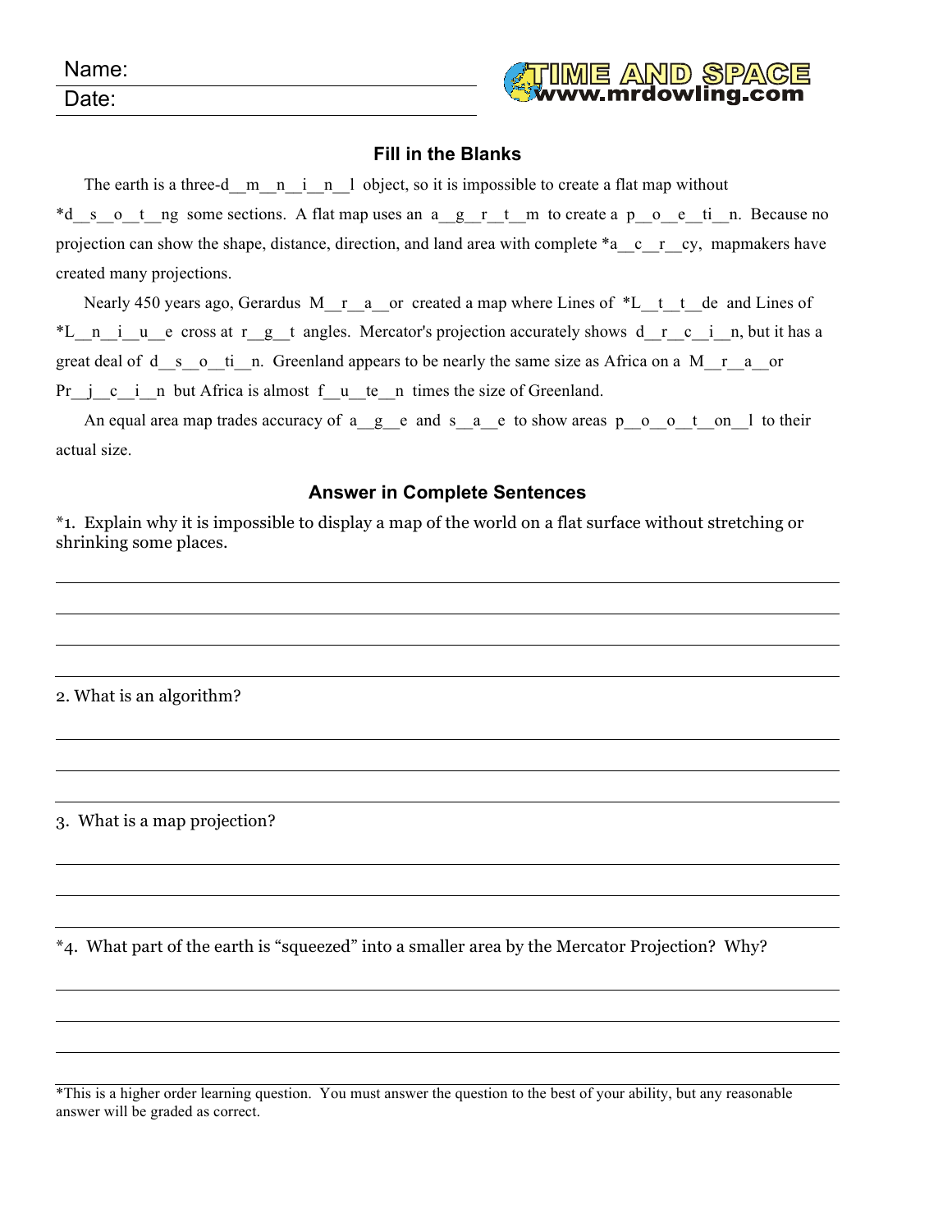Name:

Date:

TIME AND SPACE
www.mrdowling.com

## Fill in the Blanks

The earth is a three-d__m__n__i__n__l object, so it is impossible to create a flat map without *d__s__o__t__ng some sections. A flat map uses an a__g__r__t__m to create a p__o__e__ti__n. Because no projection can show the shape, distance, direction, and land area with complete *a__c__r__cy, mapmakers have created many projections.

Nearly 450 years ago, Gerardus M__r__a__or created a map where Lines of *L__t__t__de and Lines of *L__n__i__u__e cross at r__g__t angles. Mercator's projection accurately shows d__r__c__i__n, but it has a great deal of d__s__o__ti__n. Greenland appears to be nearly the same size as Africa on a M__r__a__or Pr__j__c__i__n but Africa is almost f__u__te__n times the size of Greenland.

An equal area map trades accuracy of a__g__e and s__a__e to show areas p__o__o__t__on__l to their actual size.

## Answer in Complete Sentences

*1. Explain why it is impossible to display a map of the world on a flat surface without stretching or shrinking some places.

2. What is an algorithm?

3. What is a map projection?

*4. What part of the earth is "squeezed" into a smaller area by the Mercator Projection? Why?

*This is a higher order learning question. You must answer the question to the best of your ability, but any reasonable answer will be graded as correct.